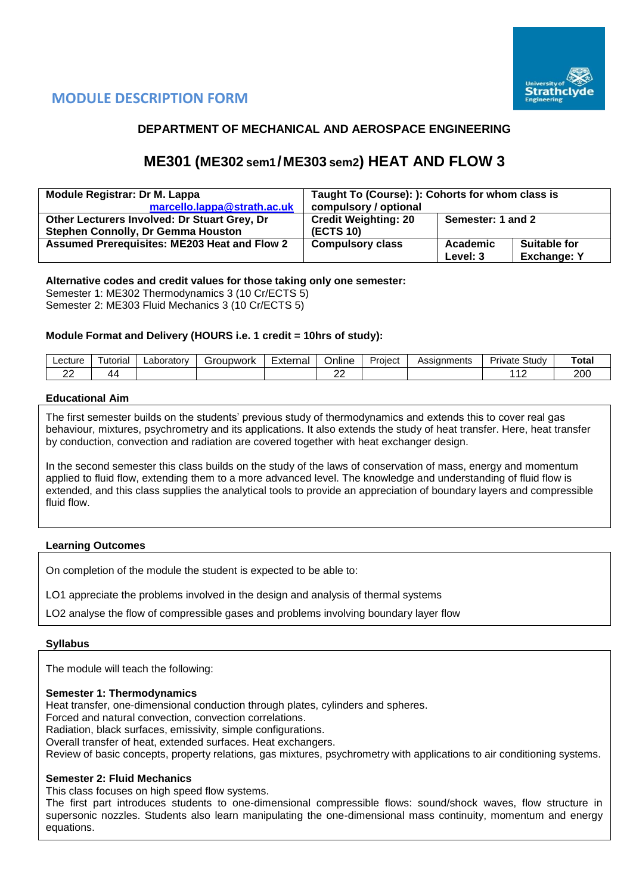## MODULE DESCRIPTION FORM

### DEPARTMENT OF MECHANICAL AND AEROSPACE ENGINEERING

# ME301 (ME302 sem1/ME303 sem2) HEAT AND FLOW 3

| **Module Registrar: Dr M. Lappa** marcello.lappa@strath.ac.uk | **Taught To (Course): ): Cohorts for whom class is compulsory / optional** | | |
|---|---|---|---|
| **Other Lecturers Involved: Dr Stuart Grey, Dr Stephen Connolly, Dr Gemma Houston** | **Credit Weighting: 20 (ECTS 10)** | **Semester: 1 and 2** | |
| **Assumed Prerequisites: ME203 Heat and Flow 2** | **Compulsory class** | **Academic Level: 3** | **Suitable for Exchange: Y** |

**Alternative codes and credit values for those taking only one semester:**
Semester 1: ME302 Thermodynamics 3 (10 Cr/ECTS 5)
Semester 2: ME303 Fluid Mechanics 3 (10 Cr/ECTS 5)

**Module Format and Delivery (HOURS i.e. 1 credit = 10hrs of study):**

| Lecture | Tutorial | Laboratory | Groupwork | External | Online | Project | Assignments | Private Study | **Total** |
|---|---|---|---|---|---|---|---|---|---|
| 22 | 44 | | | | 22 | | | 112 | 200 |

**Educational Aim**

The first semester builds on the students' previous study of thermodynamics and extends this to cover real gas behaviour, mixtures, psychrometry and its applications. It also extends the study of heat transfer. Here, heat transfer by conduction, convection and radiation are covered together with heat exchanger design.

In the second semester this class builds on the study of the laws of conservation of mass, energy and momentum applied to fluid flow, extending them to a more advanced level. The knowledge and understanding of fluid flow is extended, and this class supplies the analytical tools to provide an appreciation of boundary layers and compressible fluid flow.

**Learning Outcomes**

On completion of the module the student is expected to be able to:

LO1 appreciate the problems involved in the design and analysis of thermal systems

LO2 analyse the flow of compressible gases and problems involving boundary layer flow

**Syllabus**

The module will teach the following:

**Semester 1: Thermodynamics**
Heat transfer, one-dimensional conduction through plates, cylinders and spheres.
Forced and natural convection, convection correlations.
Radiation, black surfaces, emissivity, simple configurations.
Overall transfer of heat, extended surfaces. Heat exchangers.
Review of basic concepts, property relations, gas mixtures, psychrometry with applications to air conditioning systems.

**Semester 2: Fluid Mechanics**
This class focuses on high speed flow systems.
The first part introduces students to one-dimensional compressible flows: sound/shock waves, flow structure in supersonic nozzles. Students also learn manipulating the one-dimensional mass continuity, momentum and energy equations.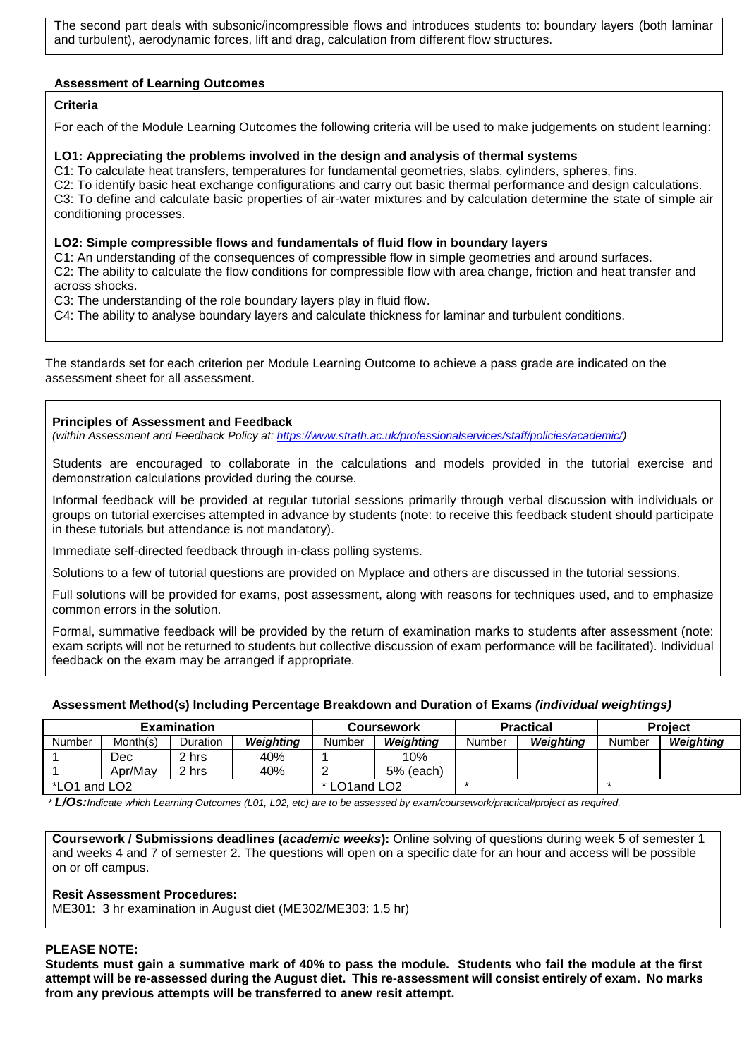The second part deals with subsonic/incompressible flows and introduces students to: boundary layers (both laminar and turbulent), aerodynamic forces, lift and drag, calculation from different flow structures.

### Assessment of Learning Outcomes

**Criteria**

For each of the Module Learning Outcomes the following criteria will be used to make judgements on student learning:

**LO1: Appreciating the problems involved in the design and analysis of thermal systems**

C1: To calculate heat transfers, temperatures for fundamental geometries, slabs, cylinders, spheres, fins.
C2: To identify basic heat exchange configurations and carry out basic thermal performance and design calculations.
C3: To define and calculate basic properties of air-water mixtures and by calculation determine the state of simple air conditioning processes.

**LO2: Simple compressible flows and fundamentals of fluid flow in boundary layers**

C1: An understanding of the consequences of compressible flow in simple geometries and around surfaces.
C2: The ability to calculate the flow conditions for compressible flow with area change, friction and heat transfer and across shocks.
C3: The understanding of the role boundary layers play in fluid flow.
C4: The ability to analyse boundary layers and calculate thickness for laminar and turbulent conditions.

The standards set for each criterion per Module Learning Outcome to achieve a pass grade are indicated on the assessment sheet for all assessment.

### Principles of Assessment and Feedback

*(within Assessment and Feedback Policy at: https://www.strath.ac.uk/professionalservices/staff/policies/academic/)*

Students are encouraged to collaborate in the calculations and models provided in the tutorial exercise and demonstration calculations provided during the course.

Informal feedback will be provided at regular tutorial sessions primarily through verbal discussion with individuals or groups on tutorial exercises attempted in advance by students (note: to receive this feedback student should participate in these tutorials but attendance is not mandatory).

Immediate self-directed feedback through in-class polling systems.

Solutions to a few of tutorial questions are provided on Myplace and others are discussed in the tutorial sessions.

Full solutions will be provided for exams, post assessment, along with reasons for techniques used, and to emphasize common errors in the solution.

Formal, summative feedback will be provided by the return of examination marks to students after assessment (note: exam scripts will not be returned to students but collective discussion of exam performance will be facilitated). Individual feedback on the exam may be arranged if appropriate.

### Assessment Method(s) Including Percentage Breakdown and Duration of Exams *(individual weightings)*

| Examination | | | | Coursework | | Practical | | Project | |
|---|---|---|---|---|---|---|---|---|---|
| Number | Month(s) | Duration | *Weighting* | Number | *Weighting* | Number | *Weighting* | Number | *Weighting* |
| 1 | Dec | 2 hrs | 40% | 1 | 10% | | | | |
| 1 | Apr/May | 2 hrs | 40% | 2 | 5% (each) | | | | |
| *LO1 and LO2 | | | | * LO1and LO2 | | * | | * | |

* ***L/Os:*** *Indicate which Learning Outcomes (L01, L02, etc) are to be assessed by exam/coursework/practical/project as required.*

**Coursework / Submissions deadlines (*academic weeks*):** Online solving of questions during week 5 of semester 1 and weeks 4 and 7 of semester 2. The questions will open on a specific date for an hour and access will be possible on or off campus.

**Resit Assessment Procedures:**
ME301: 3 hr examination in August diet (ME302/ME303: 1.5 hr)

**PLEASE NOTE:**

**Students must gain a summative mark of 40% to pass the module. Students who fail the module at the first attempt will be re-assessed during the August diet. This re-assessment will consist entirely of exam. No marks from any previous attempts will be transferred to anew resit attempt.**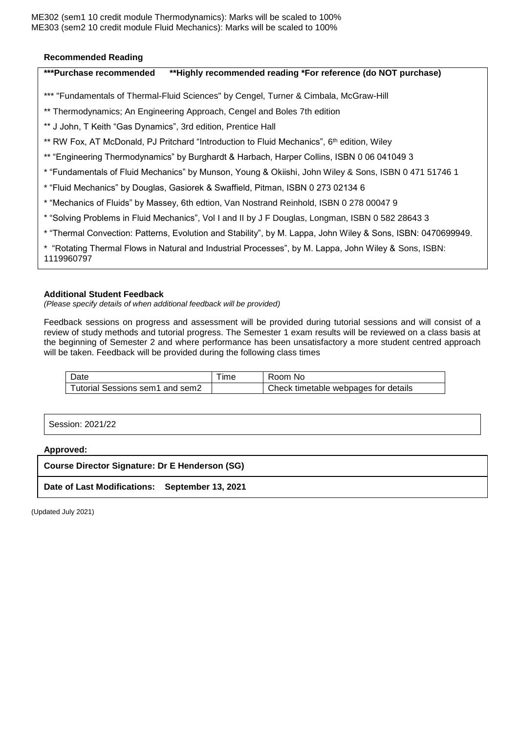ME302 (sem1 10 credit module Thermodynamics): Marks will be scaled to 100%
ME303 (sem2 10 credit module Fluid Mechanics): Marks will be scaled to 100%

### Recommended Reading

**\*\*\*Purchase recommended  \*\*Highly recommended reading \*For reference (do NOT purchase)**

*** "Fundamentals of Thermal-Fluid Sciences" by Cengel, Turner & Cimbala, McGraw-Hill

** Thermodynamics; An Engineering Approach, Cengel and Boles 7th edition

** J John, T Keith "Gas Dynamics", 3rd edition, Prentice Hall

** RW Fox, AT McDonald, PJ Pritchard "Introduction to Fluid Mechanics", 6th edition, Wiley

** "Engineering Thermodynamics" by Burghardt & Harbach, Harper Collins, ISBN 0 06 041049 3

* "Fundamentals of Fluid Mechanics" by Munson, Young & Okiishi, John Wiley & Sons, ISBN 0 471 51746 1

* "Fluid Mechanics" by Douglas, Gasiorek & Swaffield, Pitman, ISBN 0 273 02134 6

* "Mechanics of Fluids" by Massey, 6th edtion, Van Nostrand Reinhold, ISBN 0 278 00047 9

* "Solving Problems in Fluid Mechanics", Vol I and II by J F Douglas, Longman, ISBN 0 582 28643 3

* "Thermal Convection: Patterns, Evolution and Stability", by M. Lappa, John Wiley & Sons, ISBN: 0470699949.

* "Rotating Thermal Flows in Natural and Industrial Processes", by M. Lappa, John Wiley & Sons, ISBN: 1119960797

### Additional Student Feedback

*(Please specify details of when additional feedback will be provided)*

Feedback sessions on progress and assessment will be provided during tutorial sessions and will consist of a review of study methods and tutorial progress. The Semester 1 exam results will be reviewed on a class basis at the beginning of Semester 2 and where performance has been unsatisfactory a more student centred approach will be taken. Feedback will be provided during the following class times

| Date | Time | Room No |
|---|---|---|
| Tutorial Sessions sem1 and sem2 | | Check timetable webpages for details |

Session: 2021/22

**Approved:**

**Course Director Signature: Dr E Henderson (SG)**

**Date of Last Modifications: September 13, 2021**

(Updated July 2021)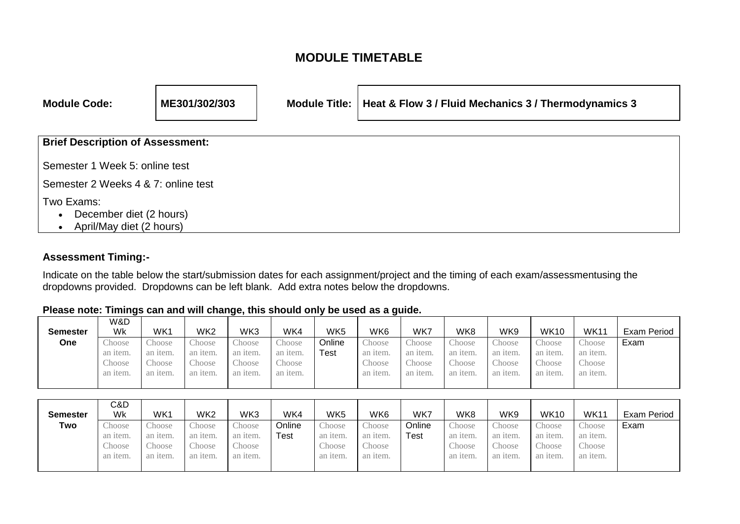# MODULE TIMETABLE

**Module Code:** ME301/302/303

**Module Title:** Heat & Flow 3 / Fluid Mechanics 3 / Thermodynamics 3

**Brief Description of Assessment:**

Semester 1 Week 5: online test

Semester 2 Weeks 4 & 7: online test

Two Exams:

- December diet (2 hours)
- April/May diet (2 hours)

**Assessment Timing:-**

Indicate on the table below the start/submission dates for each assignment/project and the timing of each exam/assessmentusing the dropdowns provided. Dropdowns can be left blank. Add extra notes below the dropdowns.

**Please note: Timings can and will change, this should only be used as a guide.**

| Semester | W&D Wk | WK1 | WK2 | WK3 | WK4 | WK5 | WK6 | WK7 | WK8 | WK9 | WK10 | WK11 | Exam Period |
|---|---|---|---|---|---|---|---|---|---|---|---|---|---|
| **One** | Choose an item. Choose an item. | Choose an item. Choose an item. | Choose an item. Choose an item. | Choose an item. Choose an item. | Choose an item. Choose an item. | Online Test | Choose an item. Choose an item. | Choose an item. Choose an item. | Choose an item. Choose an item. | Choose an item. Choose an item. | Choose an item. Choose an item. | Choose an item. Choose an item. | Exam |

| Semester | C&D Wk | WK1 | WK2 | WK3 | WK4 | WK5 | WK6 | WK7 | WK8 | WK9 | WK10 | WK11 | Exam Period |
|---|---|---|---|---|---|---|---|---|---|---|---|---|---|
| **Two** | Choose an item. Choose an item. | Choose an item. Choose an item. | Choose an item. Choose an item. | Choose an item. Choose an item. | Online Test | Choose an item. Choose an item. | Choose an item. Choose an item. | Online Test | Choose an item. Choose an item. | Choose an item. Choose an item. | Choose an item. Choose an item. | Choose an item. Choose an item. | Exam |